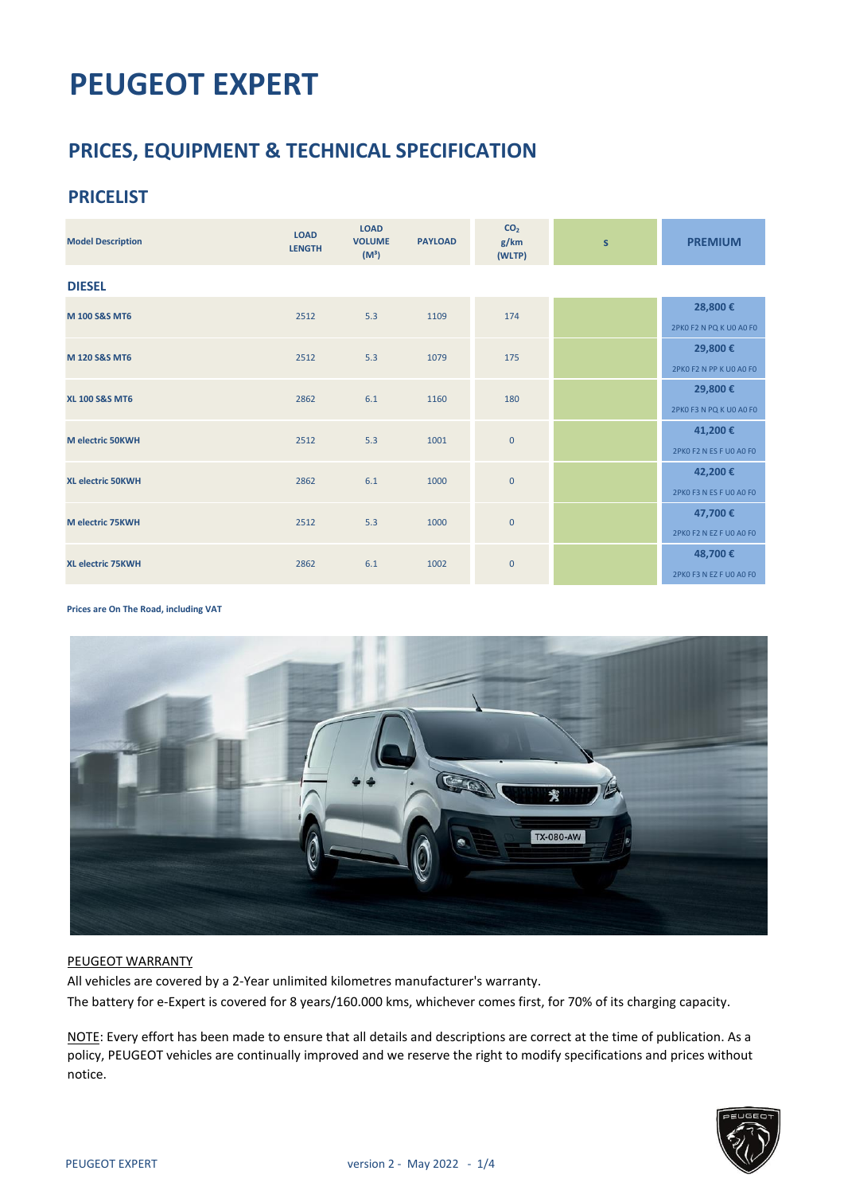# PEUGEOT EXPERT

## PRICES, EQUIPMENT & TECHNICAL SPECIFICATION

### PRICELIST

| Model Description | LOAD LENGTH | LOAD VOLUME (M³) | PAYLOAD | $CO_2$ g/km (WLTP) | S | PREMIUM |
|---|---|---|---|---|---|---|
| **DIESEL** | | | | | | |
| M 100 S&S MT6 | 2512 | 5.3 | 1109 | 174 | | 28,800 € 2PK0 F2 N PQ K U0 A0 F0 |
| M 120 S&S MT6 | 2512 | 5.3 | 1079 | 175 | | 29,800 € 2PK0 F2 N PP K U0 A0 F0 |
| XL 100 S&S MT6 | 2862 | 6.1 | 1160 | 180 | | 29,800 € 2PK0 F3 N PQ K U0 A0 F0 |
| M electric 50KWH | 2512 | 5.3 | 1001 | 0 | | 41,200 € 2PK0 F2 N ES F U0 A0 F0 |
| XL electric 50KWH | 2862 | 6.1 | 1000 | 0 | | 42,200 € 2PK0 F3 N ES F U0 A0 F0 |
| M electric 75KWH | 2512 | 5.3 | 1000 | 0 | | 47,700 € 2PK0 F2 N EZ F U0 A0 F0 |
| XL electric 75KWH | 2862 | 6.1 | 1002 | 0 | | 48,700 € 2PK0 F3 N EZ F U0 A0 F0 |

**Prices are On The Road, including VAT**

PEUGEOT WARRANTY

All vehicles are covered by a 2-Year unlimited kilometres manufacturer's warranty.

The battery for e-Expert is covered for 8 years/160.000 kms, whichever comes first, for 70% of its charging capacity.

NOTE: Every effort has been made to ensure that all details and descriptions are correct at the time of publication. As a policy, PEUGEOT vehicles are continually improved and we reserve the right to modify specifications and prices without notice.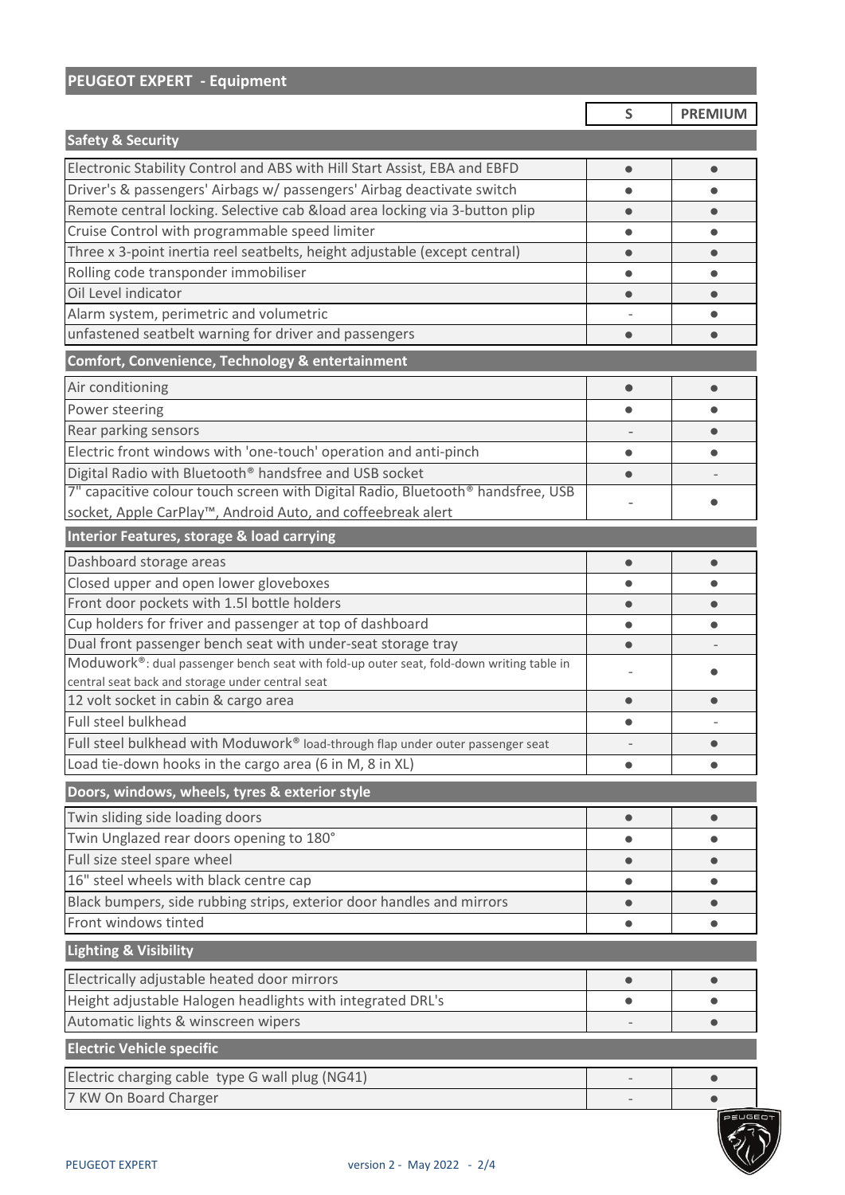## PEUGEOT EXPERT - Equipment

| | S | PREMIUM |
|---|---|---|
| **Safety & Security** | | |
| Electronic Stability Control and ABS with Hill Start Assist, EBA and EBFD | ● | ● |
| Driver's & passengers' Airbags w/ passengers' Airbag deactivate switch | ● | ● |
| Remote central locking. Selective cab &load area locking via 3-button plip | ● | ● |
| Cruise Control with programmable speed limiter | ● | ● |
| Three x 3-point inertia reel seatbelts, height adjustable (except central) | ● | ● |
| Rolling code transponder immobiliser | ● | ● |
| Oil Level indicator | ● | ● |
| Alarm system, perimetric and volumetric | - | ● |
| unfastened seatbelt warning for driver and passengers | ● | ● |
| **Comfort, Convenience, Technology & entertainment** | | |
| Air conditioning | ● | ● |
| Power steering | ● | ● |
| Rear parking sensors | - | ● |
| Electric front windows with 'one-touch' operation and anti-pinch | ● | ● |
| Digital Radio with Bluetooth® handsfree and USB socket | ● | - |
| 7" capacitive colour touch screen with Digital Radio, Bluetooth® handsfree, USB socket, Apple CarPlay™, Android Auto, and coffeebreak alert | - | ● |
| **Interior Features, storage & load carrying** | | |
| Dashboard storage areas | ● | ● |
| Closed upper and open lower gloveboxes | ● | ● |
| Front door pockets with 1.5l bottle holders | ● | ● |
| Cup holders for friver and passenger at top of dashboard | ● | ● |
| Dual front passenger bench seat with under-seat storage tray | ● | - |
| Moduwork®: dual passenger bench seat with fold-up outer seat, fold-down writing table in central seat back and storage under central seat | - | ● |
| 12 volt socket in cabin & cargo area | ● | ● |
| Full steel bulkhead | ● | - |
| Full steel bulkhead with Moduwork® load-through flap under outer passenger seat | - | ● |
| Load tie-down hooks in the cargo area (6 in M, 8 in XL) | ● | ● |
| **Doors, windows, wheels, tyres & exterior style** | | |
| Twin sliding side loading doors | ● | ● |
| Twin Unglazed rear doors opening to 180° | ● | ● |
| Full size steel spare wheel | ● | ● |
| 16" steel wheels with black centre cap | ● | ● |
| Black bumpers, side rubbing strips, exterior door handles and mirrors | ● | ● |
| Front windows tinted | ● | ● |
| **Lighting & Visibility** | | |
| Electrically adjustable heated door mirrors | ● | ● |
| Height adjustable Halogen headlights with integrated DRL's | ● | ● |
| Automatic lights & winscreen wipers | - | ● |
| **Electric Vehicle specific** | | |
| Electric charging cable type G wall plug (NG41) | - | ● |
| 7 KW On Board Charger | - | ● |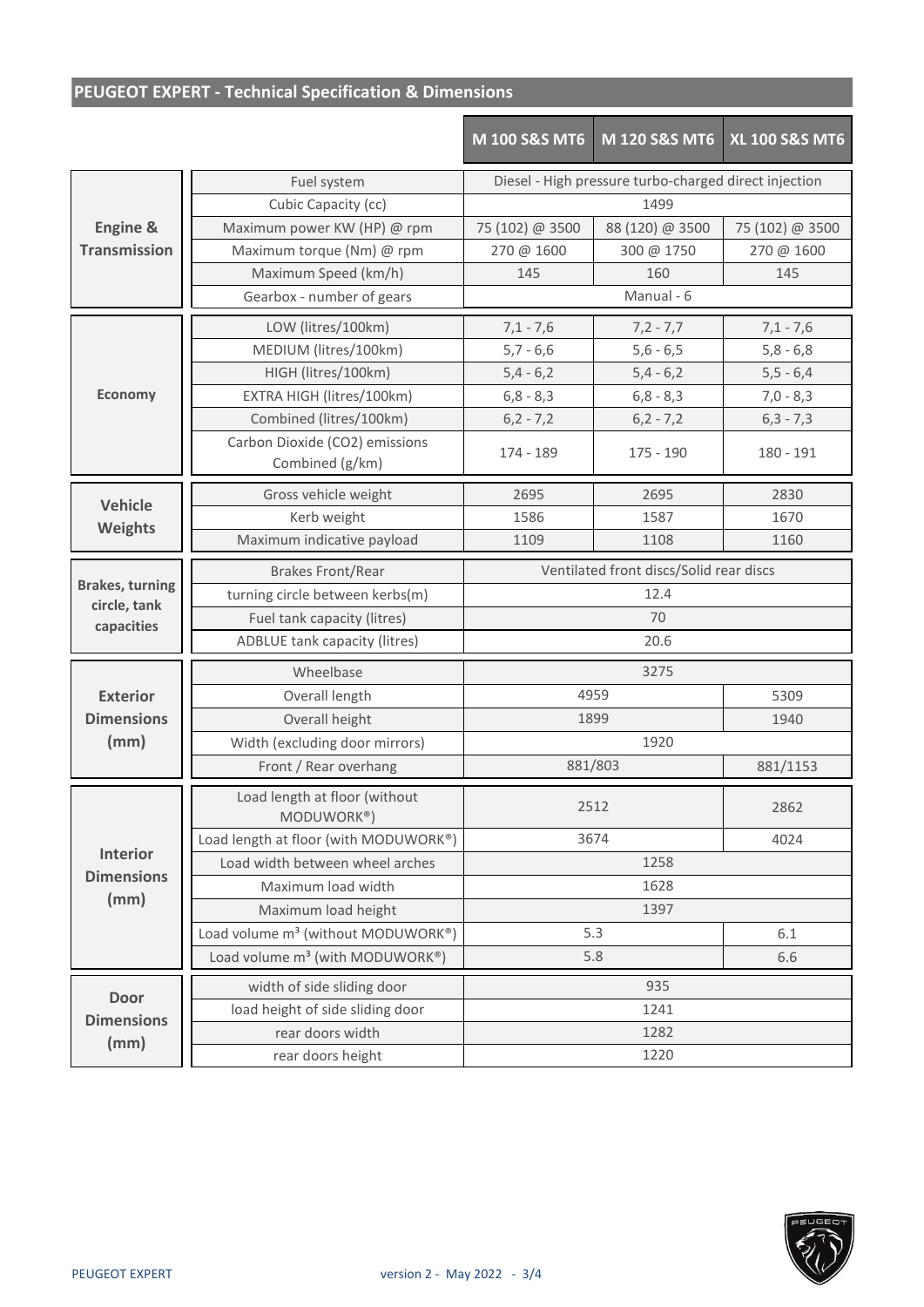## PEUGEOT EXPERT - Technical Specification & Dimensions

| | | M 100 S&S MT6 | M 120 S&S MT6 | XL 100 S&S MT6 |
|---|---|---|---|---|
| **Engine & Transmission** | Fuel system | Diesel - High pressure turbo-charged direct injection | | |
| | Cubic Capacity (cc) | 1499 | | |
| | Maximum power KW (HP) @ rpm | 75 (102) @ 3500 | 88 (120) @ 3500 | 75 (102) @ 3500 |
| | Maximum torque (Nm) @ rpm | 270 @ 1600 | 300 @ 1750 | 270 @ 1600 |
| | Maximum Speed (km/h) | 145 | 160 | 145 |
| | Gearbox - number of gears | Manual - 6 | | |
| **Economy** | LOW (litres/100km) | 7,1 - 7,6 | 7,2 - 7,7 | 7,1 - 7,6 |
| | MEDIUM (litres/100km) | 5,7 - 6,6 | 5,6 - 6,5 | 5,8 - 6,8 |
| | HIGH (litres/100km) | 5,4 - 6,2 | 5,4 - 6,2 | 5,5 - 6,4 |
| | EXTRA HIGH (litres/100km) | 6,8 - 8,3 | 6,8 - 8,3 | 7,0 - 8,3 |
| | Combined (litres/100km) | 6,2 - 7,2 | 6,2 - 7,2 | 6,3 - 7,3 |
| | Carbon Dioxide ($CO_2$) emissions Combined (g/km) | 174 - 189 | 175 - 190 | 180 - 191 |
| **Vehicle Weights** | Gross vehicle weight | 2695 | 2695 | 2830 |
| | Kerb weight | 1586 | 1587 | 1670 |
| | Maximum indicative payload | 1109 | 1108 | 1160 |
| **Brakes, turning circle, tank capacities** | Brakes Front/Rear | Ventilated front discs/Solid rear discs | | |
| | turning circle between kerbs(m) | 12.4 | | |
| | Fuel tank capacity (litres) | 70 | | |
| | ADBLUE tank capacity (litres) | 20.6 | | |
| **Exterior Dimensions (mm)** | Wheelbase | 3275 | | |
| | Overall length | 4959 | | 5309 |
| | Overall height | 1899 | | 1940 |
| | Width (excluding door mirrors) | 1920 | | |
| | Front / Rear overhang | 881/803 | | 881/1153 |
| **Interior Dimensions (mm)** | Load length at floor (without MODUWORK®) | 2512 | | 2862 |
| | Load length at floor (with MODUWORK®) | 3674 | | 4024 |
| | Load width between wheel arches | 1258 | | |
| | Maximum load width | 1628 | | |
| | Maximum load height | 1397 | | |
| | Load volume m³ (without MODUWORK®) | 5.3 | | 6.1 |
| | Load volume m³ (with MODUWORK®) | 5.8 | | 6.6 |
| **Door Dimensions (mm)** | width of side sliding door | 935 | | |
| | load height of side sliding door | 1241 | | |
| | rear doors width | 1282 | | |
| | rear doors height | 1220 | | |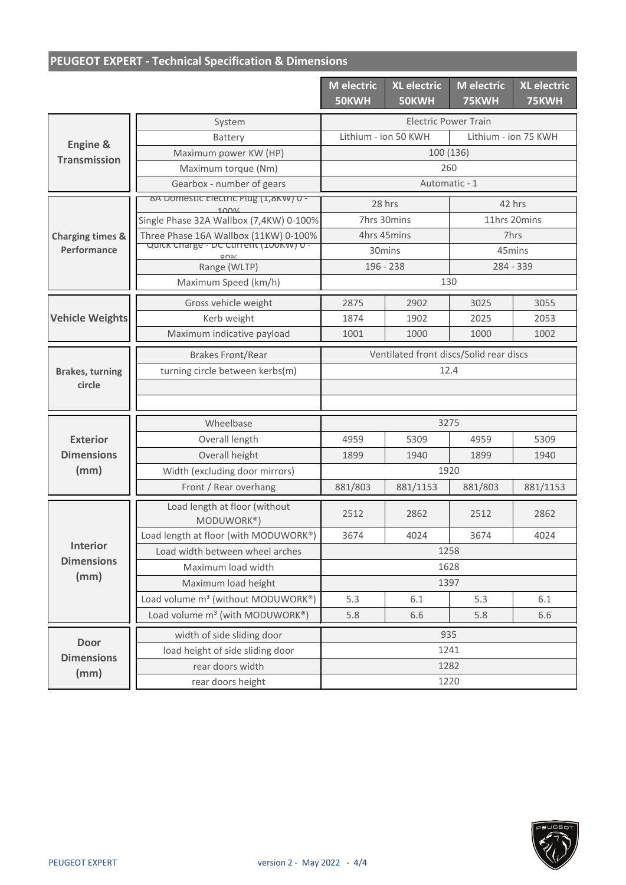## PEUGEOT EXPERT - Technical Specification & Dimensions

| | | M electric 50KWH | XL electric 50KWH | M electric 75KWH | XL electric 75KWH |
|---|---|---|---|---|---|
| **Engine & Transmission** | System | Electric Power Train | | | |
| | Battery | Lithium - ion 50 KWH | | Lithium - ion 75 KWH | |
| | Maximum power KW (HP) | 100 (136) | | | |
| | Maximum torque (Nm) | 260 | | | |
| | Gearbox - number of gears | Automatic - 1 | | | |
| **Charging times & Performance** | 8A Domestic Electric Plug (1,8KW) 0 - 100% | 28 hrs | | 42 hrs | |
| | Single Phase 32A Wallbox (7,4KW) 0-100% | 7hrs 30mins | | 11hrs 20mins | |
| | Three Phase 16A Wallbox (11KW) 0-100% | 4hrs 45mins | | 7hrs | |
| | Quick Charge - DC Current (100KW) 0 - 80% | 30mins | | 45mins | |
| | Range (WLTP) | 196 - 238 | | 284 - 339 | |
| | Maximum Speed (km/h) | 130 | | | |
| **Vehicle Weights** | Gross vehicle weight | 2875 | 2902 | 3025 | 3055 |
| | Kerb weight | 1874 | 1902 | 2025 | 2053 |
| | Maximum indicative payload | 1001 | 1000 | 1000 | 1002 |
| **Brakes, turning circle** | Brakes Front/Rear | Ventilated front discs/Solid rear discs | | | |
| | turning circle between kerbs(m) | 12.4 | | | |
| **Exterior Dimensions (mm)** | Wheelbase | 3275 | | | |
| | Overall length | 4959 | 5309 | 4959 | 5309 |
| | Overall height | 1899 | 1940 | 1899 | 1940 |
| | Width (excluding door mirrors) | 1920 | | | |
| | Front / Rear overhang | 881/803 | 881/1153 | 881/803 | 881/1153 |
| **Interior Dimensions (mm)** | Load length at floor (without MODUWORK®) | 2512 | 2862 | 2512 | 2862 |
| | Load length at floor (with MODUWORK®) | 3674 | 4024 | 3674 | 4024 |
| | Load width between wheel arches | 1258 | | | |
| | Maximum load width | 1628 | | | |
| | Maximum load height | 1397 | | | |
| | Load volume m³ (without MODUWORK®) | 5.3 | 6.1 | 5.3 | 6.1 |
| | Load volume m³ (with MODUWORK®) | 5.8 | 6.6 | 5.8 | 6.6 |
| **Door Dimensions (mm)** | width of side sliding door | 935 | | | |
| | load height of side sliding door | 1241 | | | |
| | rear doors width | 1282 | | | |
| | rear doors height | 1220 | | | |

PEUGEOT EXPERT version 2 - May 2022